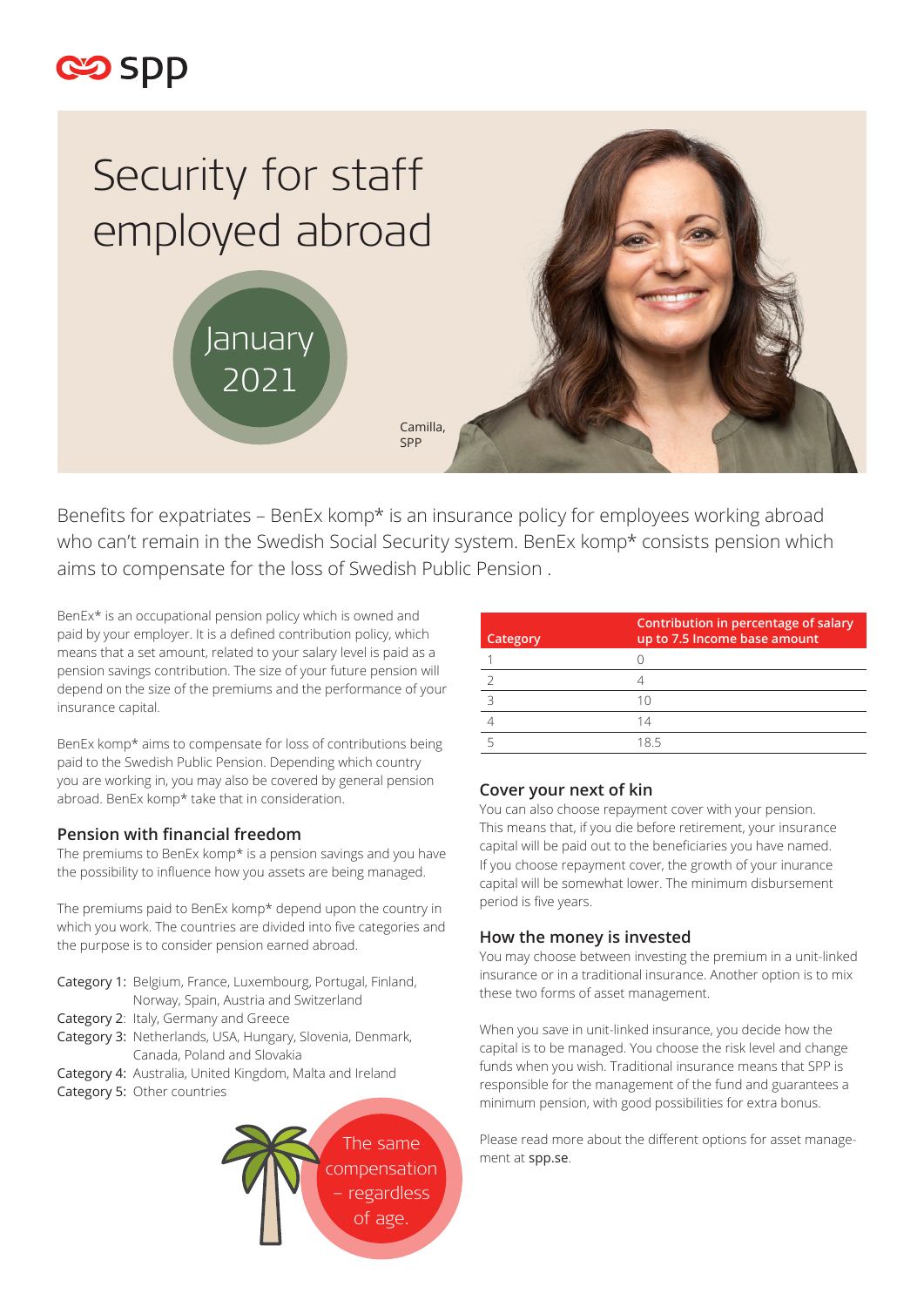spp

# Security for staff employed abroad

January 2021

Camilla, SPP

Benefits for expatriates – BenEx komp* is an insurance policy for employees working abroad who can't remain in the Swedish Social Security system. BenEx komp* consists pension which aims to compensate for the loss of Swedish Public Pension .

BenEx* is an occupational pension policy which is owned and paid by your employer. It is a defined contribution policy, which means that a set amount, related to your salary level is paid as a pension savings contribution. The size of your future pension will depend on the size of the premiums and the performance of your insurance capital.

BenEx komp* aims to compensate for loss of contributions being paid to the Swedish Public Pension. Depending which country you are working in, you may also be covered by general pension abroad. BenEx komp* take that in consideration.

## Pension with financial freedom

The premiums to BenEx komp* is a pension savings and you have the possibility to influence how you assets are being managed.

The premiums paid to BenEx komp* depend upon the country in which you work. The countries are divided into five categories and the purpose is to consider pension earned abroad.

- Category 1: Belgium, France, Luxembourg, Portugal, Finland, Norway, Spain, Austria and Switzerland
- Category 2: Italy, Germany and Greece
- Category 3: Netherlands, USA, Hungary, Slovenia, Denmark, Canada, Poland and Slovakia
- Category 4: Australia, United Kingdom, Malta and Ireland
- Category 5: Other countries

The same compensation – regardless of age.

| Category | Contribution in percentage of salary up to 7.5 Income base amount |
|---|---|
| 1 | 0 |
| 2 | 4 |
| 3 | 10 |
| 4 | 14 |
| 5 | 18.5 |

## Cover your next of kin

You can also choose repayment cover with your pension. This means that, if you die before retirement, your insurance capital will be paid out to the beneficiaries you have named. If you choose repayment cover, the growth of your inurance capital will be somewhat lower. The minimum disbursement period is five years.

## How the money is invested

You may choose between investing the premium in a unit-linked insurance or in a traditional insurance. Another option is to mix these two forms of asset management.

When you save in unit-linked insurance, you decide how the capital is to be managed. You choose the risk level and change funds when you wish. Traditional insurance means that SPP is responsible for the management of the fund and guarantees a minimum pension, with good possibilities for extra bonus.

Please read more about the different options for asset management at spp.se.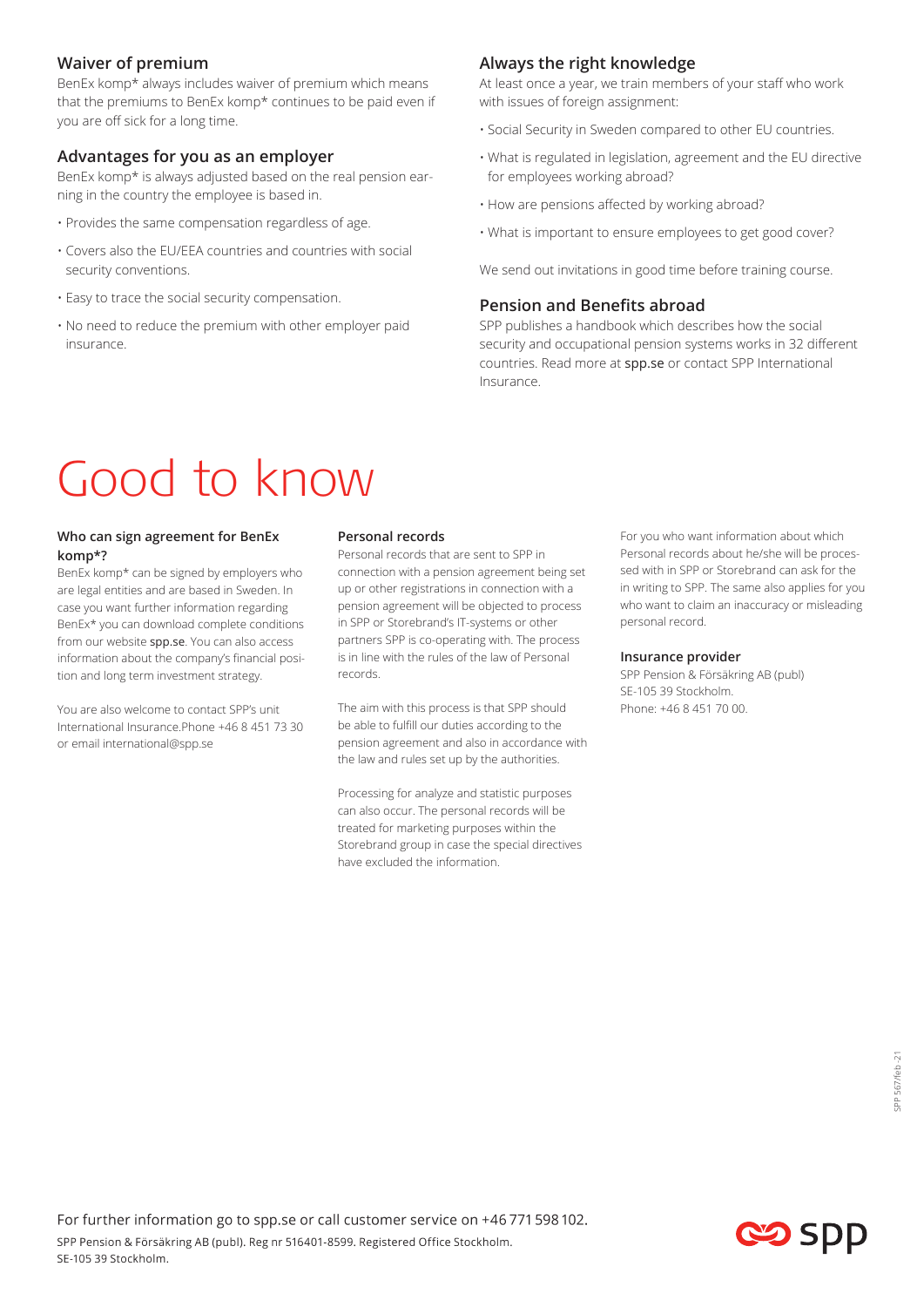## Waiver of premium

BenEx komp* always includes waiver of premium which means that the premiums to BenEx komp* continues to be paid even if you are off sick for a long time.

## Advantages for you as an employer

BenEx komp* is always adjusted based on the real pension earning in the country the employee is based in.

- Provides the same compensation regardless of age.
- Covers also the EU/EEA countries and countries with social security conventions.
- Easy to trace the social security compensation.
- No need to reduce the premium with other employer paid insurance.

## Always the right knowledge

At least once a year, we train members of your staff who work with issues of foreign assignment:

- Social Security in Sweden compared to other EU countries.
- What is regulated in legislation, agreement and the EU directive for employees working abroad?
- How are pensions affected by working abroad?
- What is important to ensure employees to get good cover?

We send out invitations in good time before training course.

## Pension and Benefits abroad

SPP publishes a handbook which describes how the social security and occupational pension systems works in 32 different countries. Read more at spp.se or contact SPP International Insurance.

# Good to know

### Who can sign agreement for BenEx komp*?

BenEx komp* can be signed by employers who are legal entities and are based in Sweden. In case you want further information regarding BenEx* you can download complete conditions from our website spp.se. You can also access information about the company's financial position and long term investment strategy.

You are also welcome to contact SPP's unit International Insurance.Phone +46 8 451 73 30 or email international@spp.se

### Personal records

Personal records that are sent to SPP in connection with a pension agreement being set up or other registrations in connection with a pension agreement will be objected to process in SPP or Storebrand's IT-systems or other partners SPP is co-operating with. The process is in line with the rules of the law of Personal records.

The aim with this process is that SPP should be able to fulfill our duties according to the pension agreement and also in accordance with the law and rules set up by the authorities.

Processing for analyze and statistic purposes can also occur. The personal records will be treated for marketing purposes within the Storebrand group in case the special directives have excluded the information.

For you who want information about which Personal records about he/she will be processed with in SPP or Storebrand can ask for the in writing to SPP. The same also applies for you who want to claim an inaccuracy or misleading personal record.

### Insurance provider

SPP Pension & Försäkring AB (publ)
SE-105 39 Stockholm.
Phone: +46 8 451 70 00.

SPP 567/feb-21

For further information go to spp.se or call customer service on +46 771 598 102.

SPP Pension & Försäkring AB (publ). Reg nr 516401-8599. Registered Office Stockholm.
SE-105 39 Stockholm.